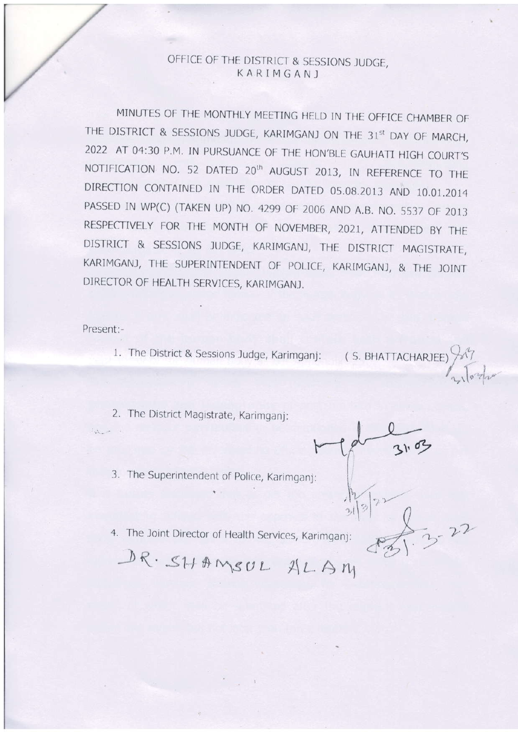OFFICE OF THE DISTRICT & SESSIONS JUDGE,
KARIMGANJ

MINUTES OF THE MONTHLY MEETING HELD IN THE OFFICE CHAMBER OF THE DISTRICT & SESSIONS JUDGE, KARIMGANJ ON THE 31st DAY OF MARCH, 2022 AT 04:30 P.M. IN PURSUANCE OF THE HON'BLE GAUHATI HIGH COURT'S NOTIFICATION NO. 52 DATED 20th AUGUST 2013, IN REFERENCE TO THE DIRECTION CONTAINED IN THE ORDER DATED 05.08.2013 AND 10.01.2014 PASSED IN WP(C) (TAKEN UP) NO. 4299 OF 2006 AND A.B. NO. 5537 OF 2013 RESPECTIVELY FOR THE MONTH OF NOVEMBER, 2021, ATTENDED BY THE DISTRICT & SESSIONS JUDGE, KARIMGANJ, THE DISTRICT MAGISTRATE, KARIMGANJ, THE SUPERINTENDENT OF POLICE, KARIMGANJ, & THE JOINT DIRECTOR OF HEALTH SERVICES, KARIMGANJ.

Present:-

1. The District & Sessions Judge, Karimganj: ( S. BHATTACHARJEE) 31/03/22
2. The District Magistrate, Karimganj: 31.03
3. The Superintendent of Police, Karimganj: 31/3/22
4. The Joint Director of Health Services, Karimganj: 31.3.22

DR. SHAMSUL ALAM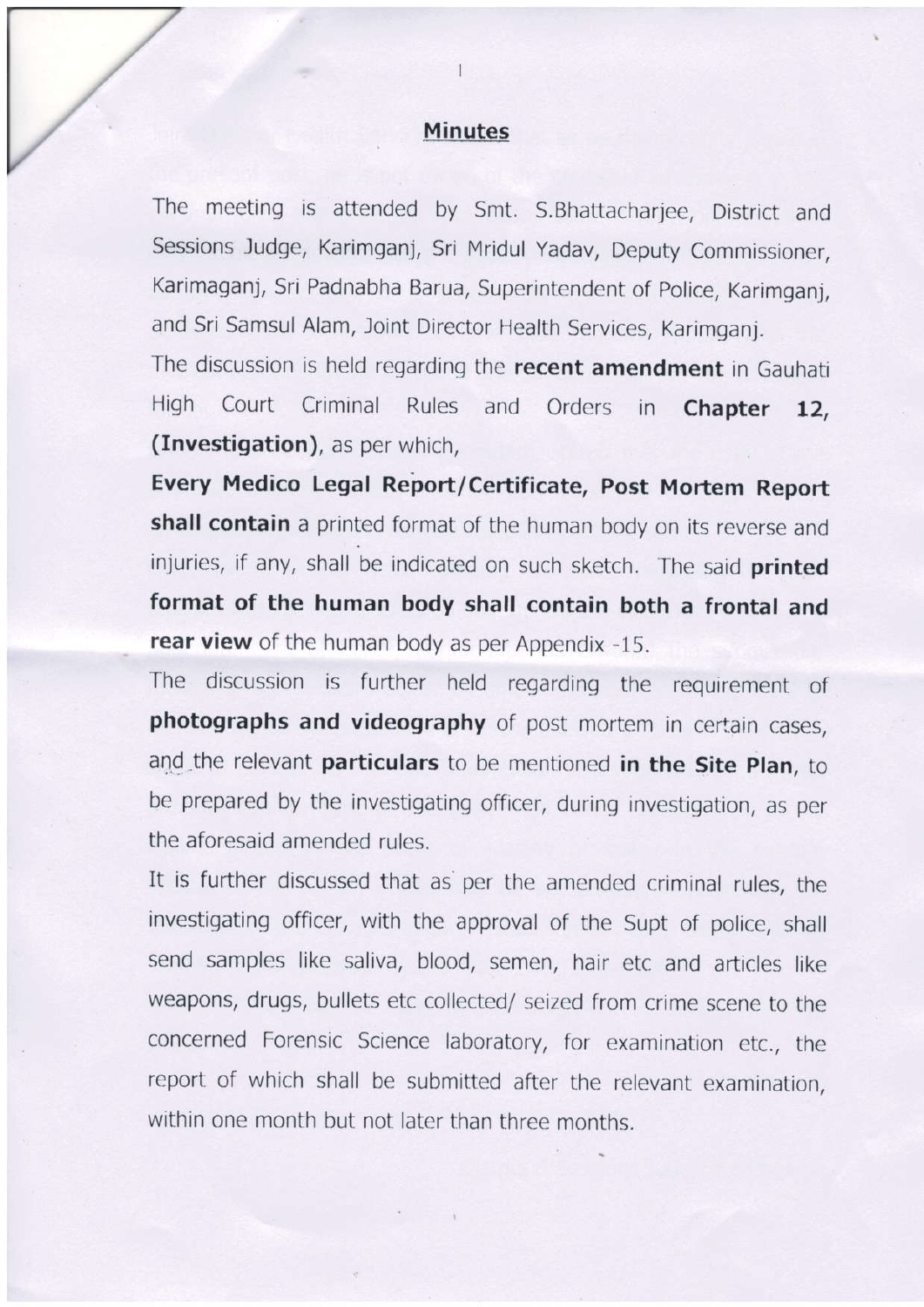## Minutes

The meeting is attended by Smt. S.Bhattacharjee, District and Sessions Judge, Karimganj, Sri Mridul Yadav, Deputy Commissioner, Karimaganj, Sri Padnabha Barua, Superintendent of Police, Karimganj, and Sri Samsul Alam, Joint Director Health Services, Karimganj.

The discussion is held regarding the **recent amendment** in Gauhati High Court Criminal Rules and Orders in **Chapter 12, (Investigation)**, as per which,

**Every Medico Legal Report/Certificate, Post Mortem Report shall contain** a printed format of the human body on its reverse and injuries, if any, shall be indicated on such sketch. The said **printed format of the human body shall contain both a frontal and rear view** of the human body as per Appendix -15.

The discussion is further held regarding the requirement of **photographs and videography** of post mortem in certain cases, and the relevant **particulars** to be mentioned **in the Site Plan**, to be prepared by the investigating officer, during investigation, as per the aforesaid amended rules.

It is further discussed that as per the amended criminal rules, the investigating officer, with the approval of the Supt of police, shall send samples like saliva, blood, semen, hair etc and articles like weapons, drugs, bullets etc collected/ seized from crime scene to the concerned Forensic Science laboratory, for examination etc., the report of which shall be submitted after the relevant examination, within one month but not later than three months.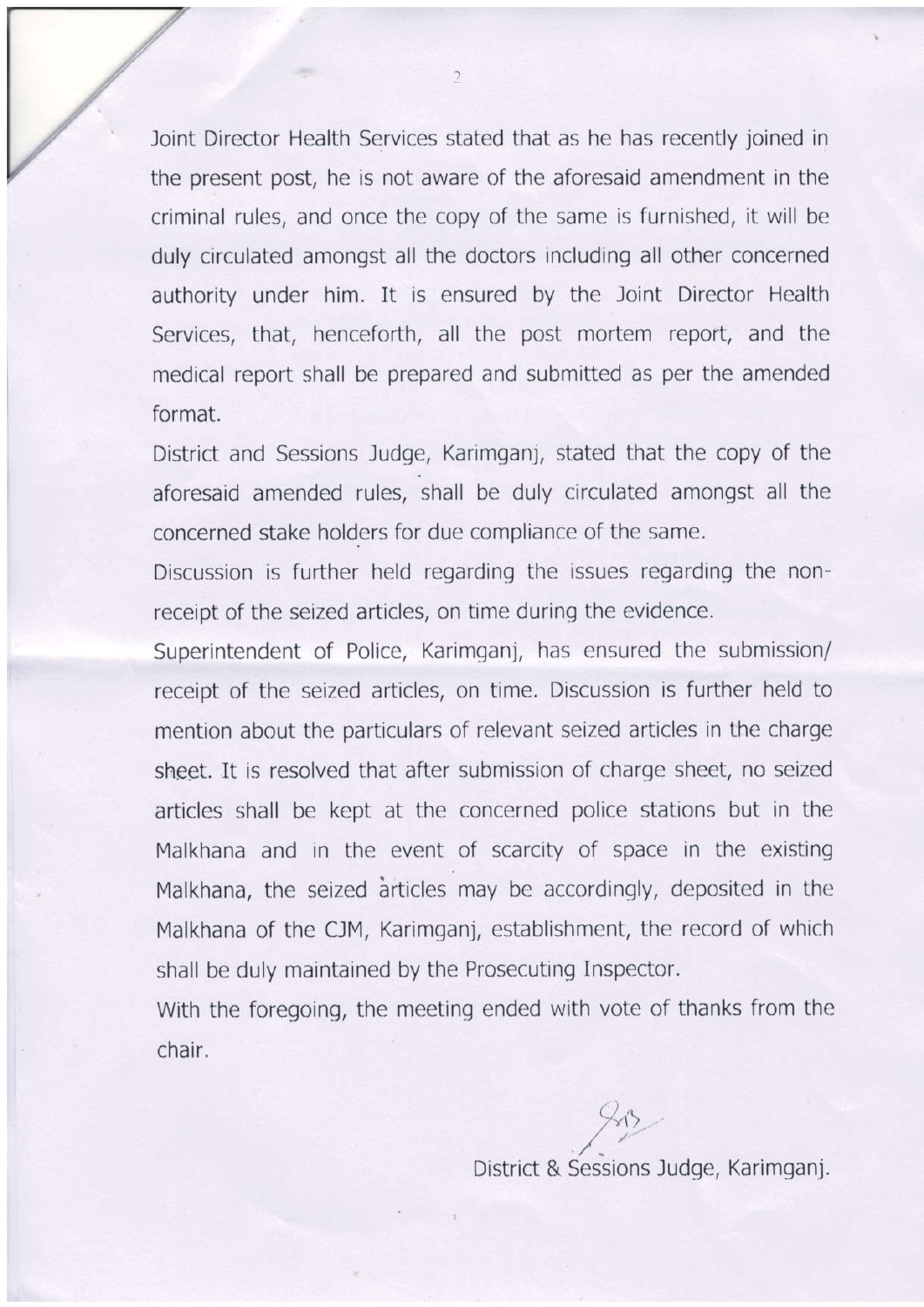Joint Director Health Services stated that as he has recently joined in the present post, he is not aware of the aforesaid amendment in the criminal rules, and once the copy of the same is furnished, it will be duly circulated amongst all the doctors including all other concerned authority under him. It is ensured by the Joint Director Health Services, that, henceforth, all the post mortem report, and the medical report shall be prepared and submitted as per the amended format.

District and Sessions Judge, Karimganj, stated that the copy of the aforesaid amended rules, shall be duly circulated amongst all the concerned stake holders for due compliance of the same.

Discussion is further held regarding the issues regarding the non-receipt of the seized articles, on time during the evidence.

Superintendent of Police, Karimganj, has ensured the submission/ receipt of the seized articles, on time. Discussion is further held to mention about the particulars of relevant seized articles in the charge sheet. It is resolved that after submission of charge sheet, no seized articles shall be kept at the concerned police stations but in the Malkhana and in the event of scarcity of space in the existing Malkhana, the seized articles may be accordingly, deposited in the Malkhana of the CJM, Karimganj, establishment, the record of which shall be duly maintained by the Prosecuting Inspector.

With the foregoing, the meeting ended with vote of thanks from the chair.

District & Sessions Judge, Karimganj.